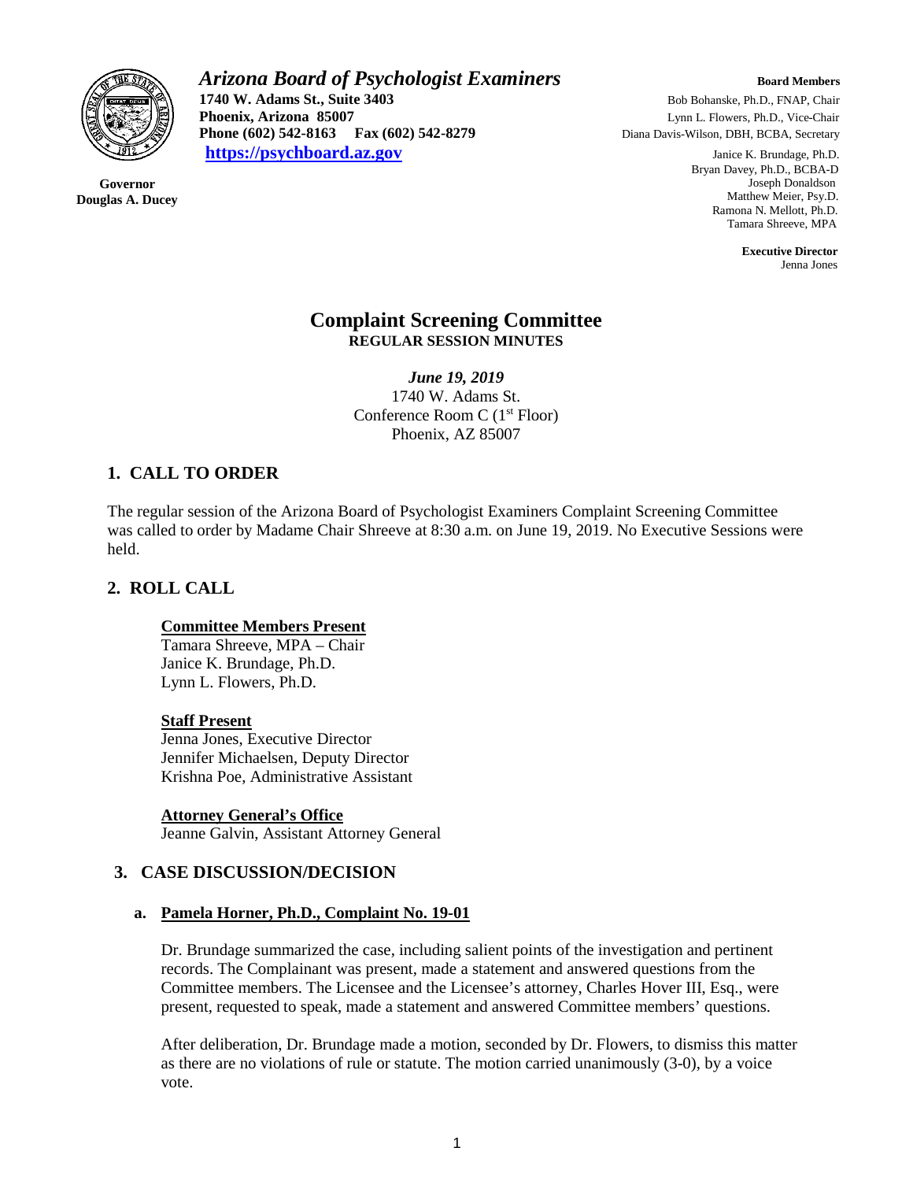# *Arizona Board of Psychologist Examiners*

**1740 W. Adams St., Suite 3403**
**Phoenix, Arizona 85007**
**Phone (602) 542-8163 Fax (602) 542-8279**
**https://psychboard.az.gov**

**Governor**
**Douglas A. Ducey**

**Board Members**
Bob Bohanske, Ph.D., FNAP, Chair
Lynn L. Flowers, Ph.D., Vice-Chair
Diana Davis-Wilson, DBH, BCBA, Secretary
Janice K. Brundage, Ph.D.
Bryan Davey, Ph.D., BCBA-D
Joseph Donaldson
Matthew Meier, Psy.D.
Ramona N. Mellott, Ph.D.
Tamara Shreeve, MPA

**Executive Director**
Jenna Jones

## Complaint Screening Committee
**REGULAR SESSION MINUTES**

*June 19, 2019*
1740 W. Adams St.
Conference Room C (1st Floor)
Phoenix, AZ 85007

## 1. CALL TO ORDER

The regular session of the Arizona Board of Psychologist Examiners Complaint Screening Committee was called to order by Madame Chair Shreeve at 8:30 a.m. on June 19, 2019. No Executive Sessions were held.

## 2. ROLL CALL

**Committee Members Present**
Tamara Shreeve, MPA – Chair
Janice K. Brundage, Ph.D.
Lynn L. Flowers, Ph.D.

**Staff Present**
Jenna Jones, Executive Director
Jennifer Michaelsen, Deputy Director
Krishna Poe, Administrative Assistant

**Attorney General's Office**
Jeanne Galvin, Assistant Attorney General

## 3. CASE DISCUSSION/DECISION

### a. Pamela Horner, Ph.D., Complaint No. 19-01

Dr. Brundage summarized the case, including salient points of the investigation and pertinent records. The Complainant was present, made a statement and answered questions from the Committee members. The Licensee and the Licensee's attorney, Charles Hover III, Esq., were present, requested to speak, made a statement and answered Committee members' questions.

After deliberation, Dr. Brundage made a motion, seconded by Dr. Flowers, to dismiss this matter as there are no violations of rule or statute. The motion carried unanimously (3-0), by a voice vote.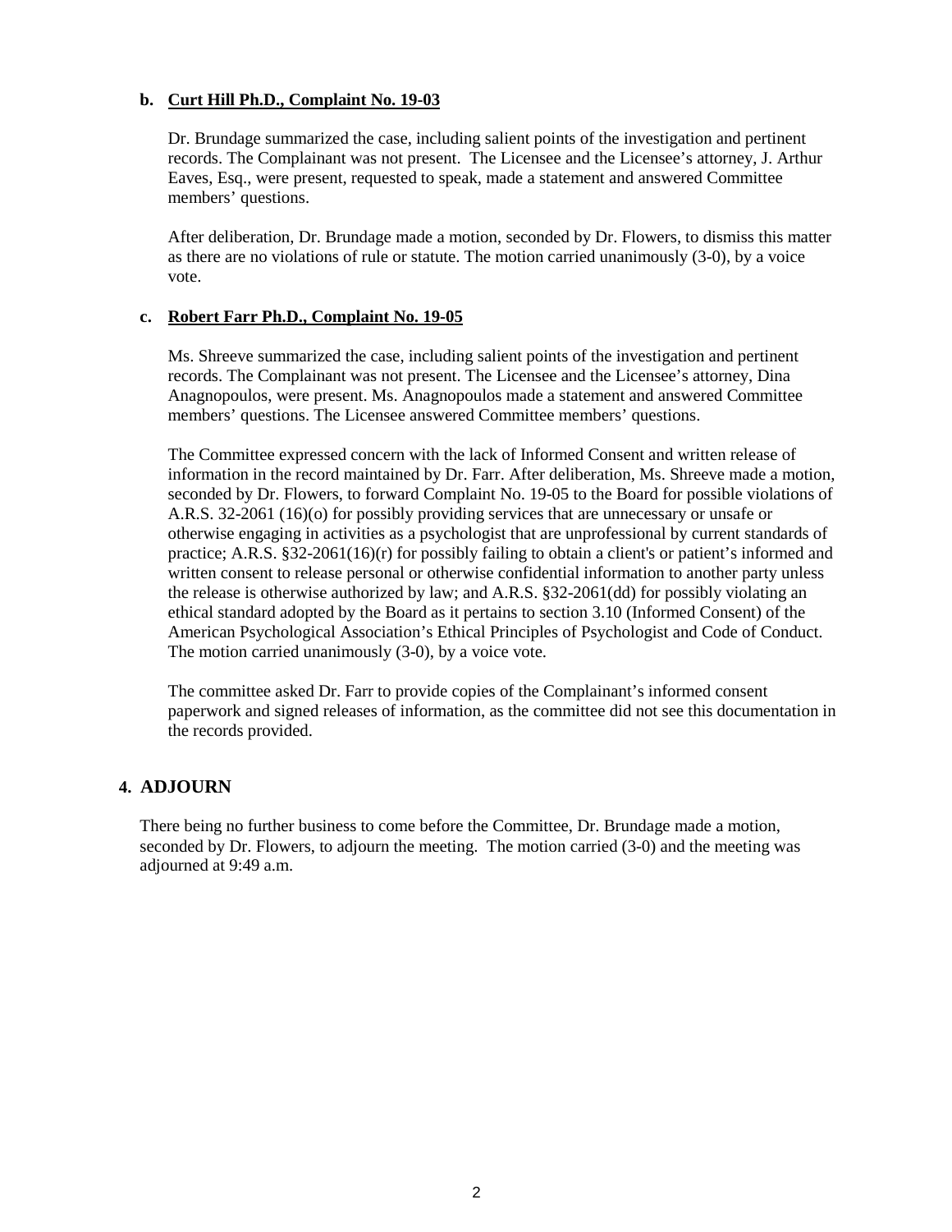**b. <u>Curt Hill Ph.D., Complaint No. 19-03</u>**

Dr. Brundage summarized the case, including salient points of the investigation and pertinent records. The Complainant was not present. The Licensee and the Licensee's attorney, J. Arthur Eaves, Esq., were present, requested to speak, made a statement and answered Committee members' questions.

After deliberation, Dr. Brundage made a motion, seconded by Dr. Flowers, to dismiss this matter as there are no violations of rule or statute. The motion carried unanimously (3-0), by a voice vote.

**c. <u>Robert Farr Ph.D., Complaint No. 19-05</u>**

Ms. Shreeve summarized the case, including salient points of the investigation and pertinent records. The Complainant was not present. The Licensee and the Licensee's attorney, Dina Anagnopoulos, were present. Ms. Anagnopoulos made a statement and answered Committee members' questions. The Licensee answered Committee members' questions.

The Committee expressed concern with the lack of Informed Consent and written release of information in the record maintained by Dr. Farr. After deliberation, Ms. Shreeve made a motion, seconded by Dr. Flowers, to forward Complaint No. 19-05 to the Board for possible violations of A.R.S. 32-2061 (16)(o) for possibly providing services that are unnecessary or unsafe or otherwise engaging in activities as a psychologist that are unprofessional by current standards of practice; A.R.S. §32-2061(16)(r) for possibly failing to obtain a client's or patient's informed and written consent to release personal or otherwise confidential information to another party unless the release is otherwise authorized by law; and A.R.S. §32-2061(dd) for possibly violating an ethical standard adopted by the Board as it pertains to section 3.10 (Informed Consent) of the American Psychological Association's Ethical Principles of Psychologist and Code of Conduct. The motion carried unanimously (3-0), by a voice vote.

The committee asked Dr. Farr to provide copies of the Complainant's informed consent paperwork and signed releases of information, as the committee did not see this documentation in the records provided.

## 4. ADJOURN

There being no further business to come before the Committee, Dr. Brundage made a motion, seconded by Dr. Flowers, to adjourn the meeting. The motion carried (3-0) and the meeting was adjourned at 9:49 a.m.